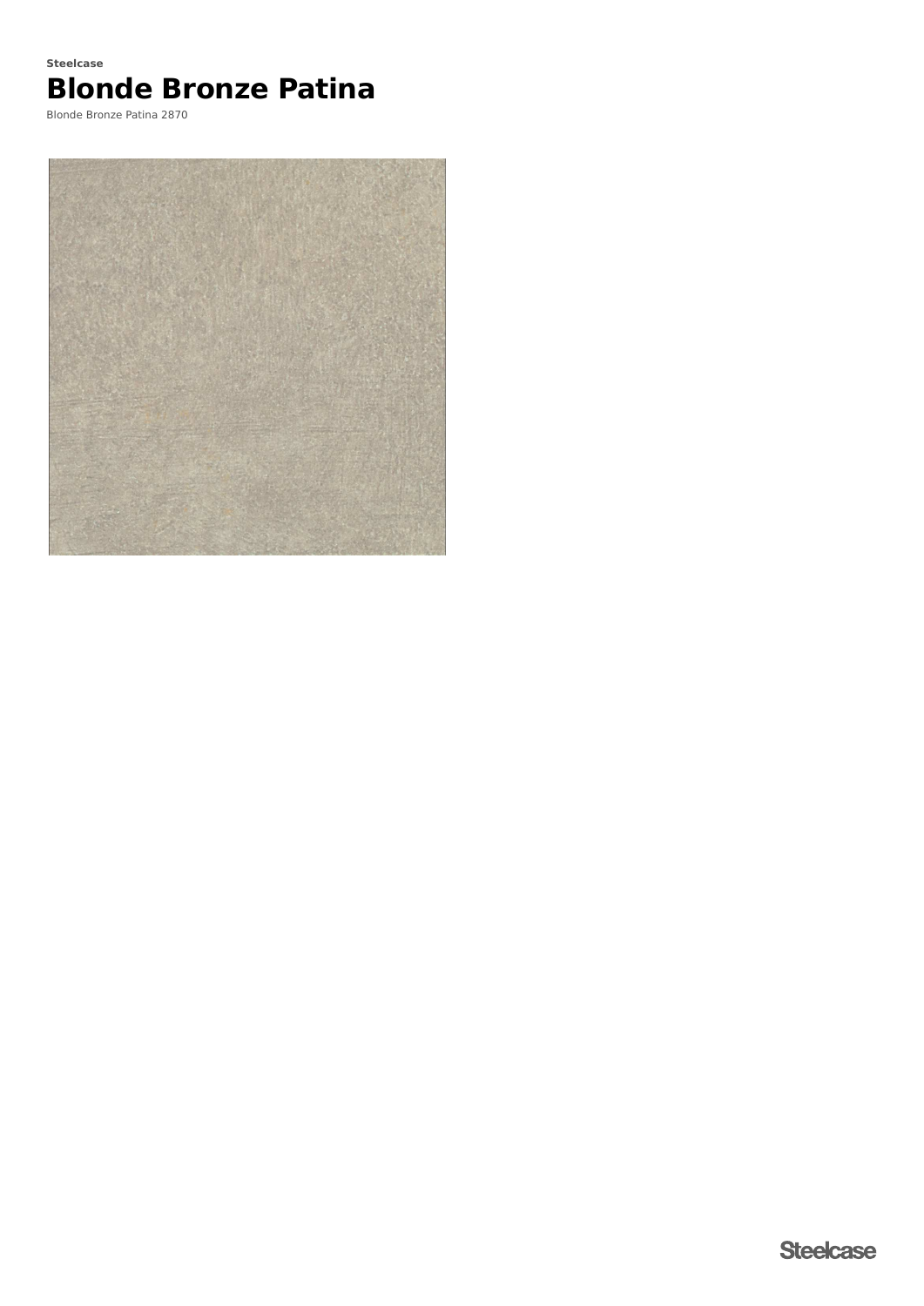**Steelcase**

# Blonde Bronze Patina

Blonde Bronze Patina 2870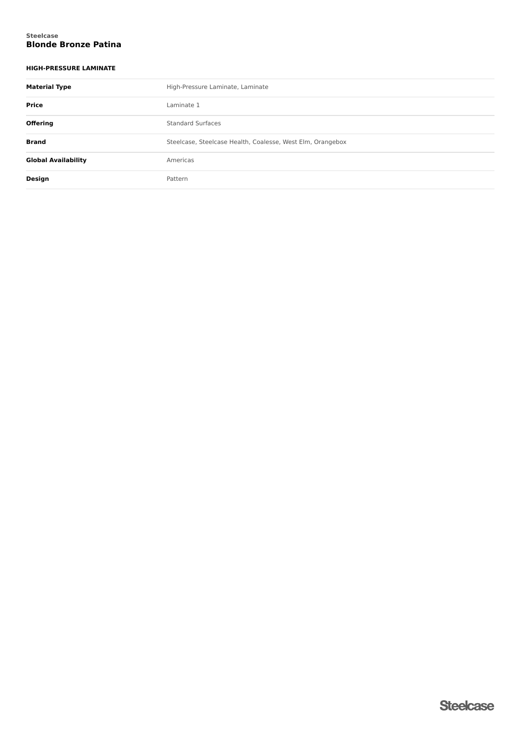Steelcase

# Blonde Bronze Patina

### HIGH-PRESSURE LAMINATE

| | |
|---|---|
| **Material Type** | High-Pressure Laminate, Laminate |
| **Price** | Laminate 1 |
| **Offering** | Standard Surfaces |
| **Brand** | Steelcase, Steelcase Health, Coalesse, West Elm, Orangebox |
| **Global Availability** | Americas |
| **Design** | Pattern |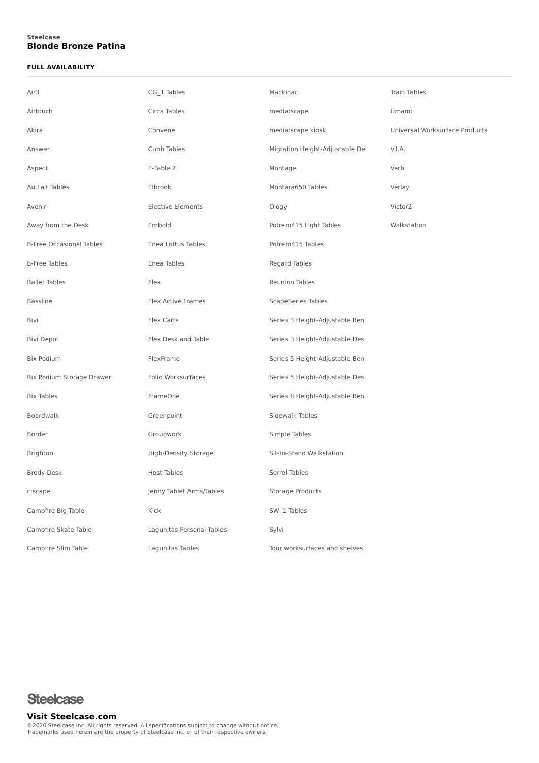Steelcase

# Blonde Bronze Patina

**FULL AVAILABILITY**

- Air3
- Airtouch
- Akira
- Answer
- Aspect
- Au Lait Tables
- Avenir
- Away from the Desk
- B-Free Occasional Tables
- B-Free Tables
- Ballet Tables
- Bassline
- Bivi
- Bivi Depot
- Bix Podium
- Bix Podium Storage Drawer
- Bix Tables
- Boardwalk
- Border
- Brighton
- Brody Desk
- c:scape
- Campfire Big Table
- Campfire Skate Table
- Campfire Slim Table
- CG_1 Tables
- Circa Tables
- Convene
- Cubb Tables
- E-Table 2
- Elbrook
- Elective Elements
- Embold
- Enea Lottus Tables
- Enea Tables
- Flex
- Flex Active Frames
- Flex Carts
- Flex Desk and Table
- FlexFrame
- Folio Worksurfaces
- FrameOne
- Greenpoint
- Groupwork
- High-Density Storage
- Host Tables
- Jenny Tablet Arms/Tables
- Kick
- Lagunitas Personal Tables
- Lagunitas Tables
- Mackinac
- media:scape
- media:scape kiosk
- Migration Height-Adjustable De
- Montage
- Montara650 Tables
- Ology
- Potrero415 Light Tables
- Potrero415 Tables
- Regard Tables
- Reunion Tables
- ScapeSeries Tables
- Series 3 Height-Adjustable Ben
- Series 3 Height-Adjustable Des
- Series 5 Height-Adjustable Ben
- Series 5 Height-Adjustable Des
- Series 8 Height-Adjustable Ben
- Sidewalk Tables
- Simple Tables
- Sit-to-Stand Walkstation
- Sorrel Tables
- Storage Products
- SW_1 Tables
- Sylvi
- Tour worksurfaces and shelves
- Train Tables
- Umami
- Universal Worksurface Products
- V.I.A.
- Verb
- Verlay
- Victor2
- Walkstation

Steelcase

**Visit Steelcase.com**

©2020 Steelcase Inc. All rights reserved. All specifications subject to change without notice.
Trademarks used herein are the property of Steelcase Inc. or of their respective owners.